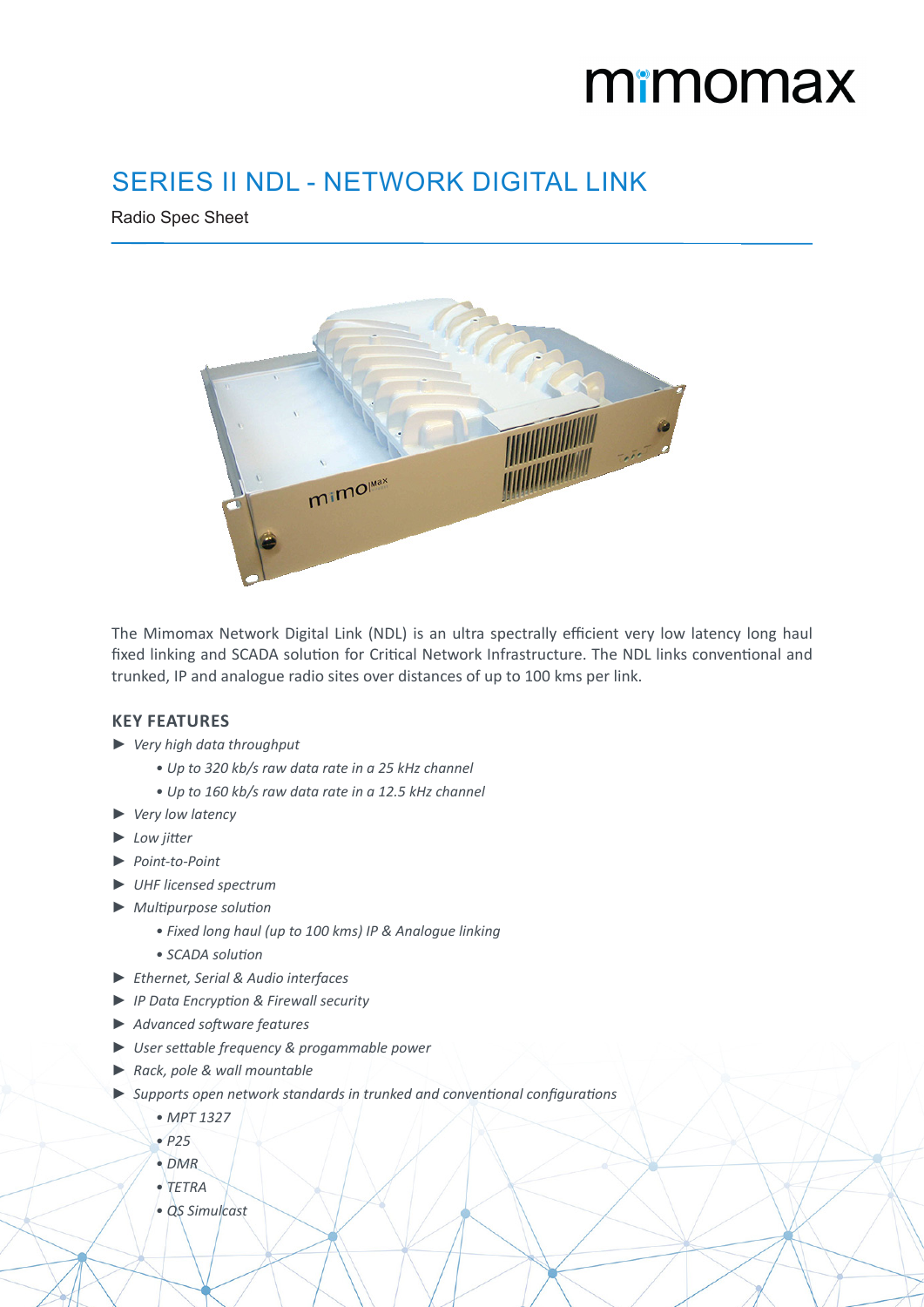mimomax

# SERIES II NDL - NETWORK DIGITAL LINK

Radio Spec Sheet

The Mimomax Network Digital Link (NDL) is an ultra spectrally efficient very low latency long haul fixed linking and SCADA solution for Critical Network Infrastructure. The NDL links conventional and trunked, IP and analogue radio sites over distances of up to 100 kms per link.

## KEY FEATURES

- *Very high data throughput*
  - *Up to 320 kb/s raw data rate in a 25 kHz channel*
  - *Up to 160 kb/s raw data rate in a 12.5 kHz channel*
- *Very low latency*
- *Low jitter*
- *Point-to-Point*
- *UHF licensed spectrum*
- *Multipurpose solution*
  - *Fixed long haul (up to 100 kms) IP & Analogue linking*
  - *SCADA solution*
- *Ethernet, Serial & Audio interfaces*
- *IP Data Encryption & Firewall security*
- *Advanced software features*
- *User settable frequency & progammable power*
- *Rack, pole & wall mountable*
- *Supports open network standards in trunked and conventional configurations*
  - *MPT 1327*
  - *P25*
  - *DMR*
  - *TETRA*
  - *QS Simulcast*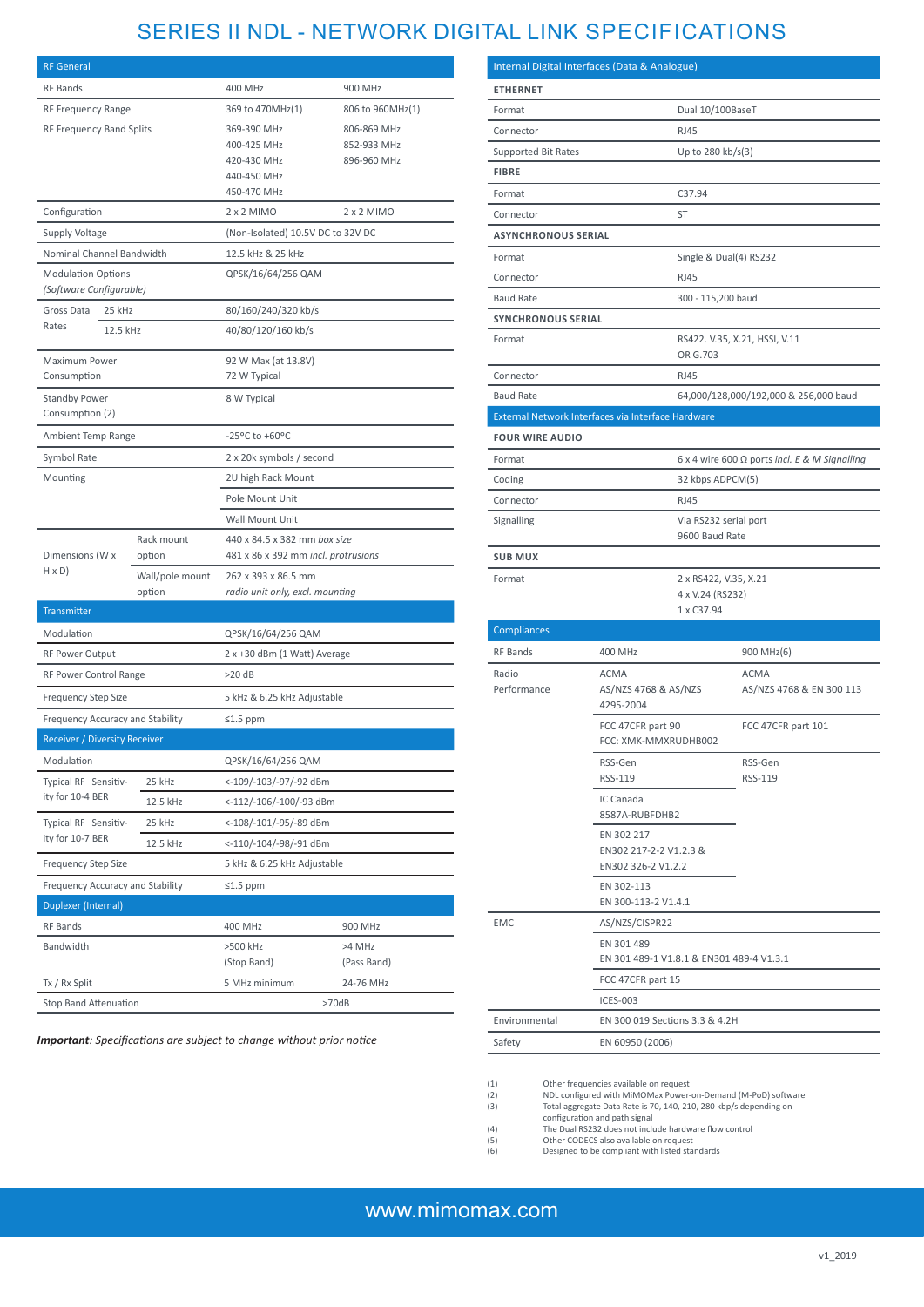# SERIES II NDL - NETWORK DIGITAL LINK SPECIFICATIONS

| RF General | | |
|---|---|---|
| RF Bands | 400 MHz | 900 MHz |
| RF Frequency Range | 369 to 470MHz(1) | 806 to 960MHz(1) |
| RF Frequency Band Splits | 369-390 MHz<br>400-425 MHz<br>420-430 MHz<br>440-450 MHz<br>450-470 MHz | 806-869 MHz<br>852-933 MHz<br>896-960 MHz |
| Configuration | 2 x 2 MIMO | 2 x 2 MIMO |
| Supply Voltage | (Non-Isolated) 10.5V DC to 32V DC | |
| Nominal Channel Bandwidth | 12.5 kHz & 25 kHz | |
| Modulation Options *(Software Configurable)* | QPSK/16/64/256 QAM | |
| Gross Data Rates 25 kHz | 80/160/240/320 kb/s | |
| Gross Data Rates 12.5 kHz | 40/80/120/160 kb/s | |
| Maximum Power Consumption | 92 W Max (at 13.8V)<br>72 W Typical | |
| Standby Power Consumption (2) | 8 W Typical | |
| Ambient Temp Range | -25ºC to +60ºC | |
| Symbol Rate | 2 x 20k symbols / second | |
| Mounting | 2U high Rack Mount | |
| | Pole Mount Unit | |
| | Wall Mount Unit | |
| Dimensions (W x H x D) Rack mount option | 440 x 84.5 x 382 mm *box size*<br>481 x 86 x 392 mm *incl. protrusions* | |
| Dimensions (W x H x D) Wall/pole mount option | 262 x 393 x 86.5 mm<br>*radio unit only, excl. mounting* | |

| Transmitter | |
|---|---|
| Modulation | QPSK/16/64/256 QAM |
| RF Power Output | 2 x +30 dBm (1 Watt) Average |
| RF Power Control Range | >20 dB |
| Frequency Step Size | 5 kHz & 6.25 kHz Adjustable |
| Frequency Accuracy and Stability | ≤1.5 ppm |

| Receiver / Diversity Receiver | | |
|---|---|---|
| Modulation | | QPSK/16/64/256 QAM |
| Typical RF Sensitivity for 10-4 BER | 25 kHz | <-109/-103/-97/-92 dBm |
| | 12.5 kHz | <-112/-106/-100/-93 dBm |
| Typical RF Sensitivity for 10-7 BER | 25 kHz | <-108/-101/-95/-89 dBm |
| | 12.5 kHz | <-110/-104/-98/-91 dBm |
| Frequency Step Size | | 5 kHz & 6.25 kHz Adjustable |
| Frequency Accuracy and Stability | | ≤1.5 ppm |

| Duplexer (Internal) | | |
|---|---|---|
| RF Bands | 400 MHz | 900 MHz |
| Bandwidth | >500 kHz<br>(Stop Band) | >4 MHz<br>(Pass Band) |
| Tx / Rx Split | 5 MHz minimum | 24-76 MHz |
| Stop Band Attenuation | >70dB | |

***Important**: Specifications are subject to change without prior notice*

| Internal Digital Interfaces (Data & Analogue) | |
|---|---|
| **ETHERNET** | |
| Format | Dual 10/100BaseT |
| Connector | RJ45 |
| Supported Bit Rates | Up to 280 kb/s(3) |
| **FIBRE** | |
| Format | C37.94 |
| Connector | ST |
| **ASYNCHRONOUS SERIAL** | |
| Format | Single & Dual(4) RS232 |
| Connector | RJ45 |
| Baud Rate | 300 - 115,200 baud |
| **SYNCHRONOUS SERIAL** | |
| Format | RS422. V.35, X.21, HSSI, V.11<br>OR G.703 |
| Connector | RJ45 |
| Baud Rate | 64,000/128,000/192,000 & 256,000 baud |

| External Network Interfaces via Interface Hardware | |
|---|---|
| **FOUR WIRE AUDIO** | |
| Format | 6 x 4 wire 600 Ω ports *incl. E & M Signalling* |
| Coding | 32 kbps ADPCM(5) |
| Connector | RJ45 |
| Signalling | Via RS232 serial port<br>9600 Baud Rate |
| **SUB MUX** | |
| Format | 2 x RS422, V.35, X.21<br>4 x V.24 (RS232)<br>1 x C37.94 |

| Compliances | | |
|---|---|---|
| RF Bands | 400 MHz | 900 MHz(6) |
| Radio Performance | ACMA<br>AS/NZS 4768 & AS/NZS 4295-2004 | ACMA<br>AS/NZS 4768 & EN 300 113 |
| | FCC 47CFR part 90<br>FCC: XMK-MMXRUDHB002 | FCC 47CFR part 101 |
| | RSS-Gen<br>RSS-119 | RSS-Gen<br>RSS-119 |
| | IC Canada<br>8587A-RUBFDHB2 | |
| | EN 302 217<br>EN302 217-2-2 V1.2.3 &<br>EN302 326-2 V1.2.2 | |
| | EN 302-113<br>EN 300-113-2 V1.4.1 | |
| EMC | AS/NZS/CISPR22 | |
| | EN 301 489<br>EN 301 489-1 V1.8.1 & EN301 489-4 V1.3.1 | |
| | FCC 47CFR part 15 | |
| | ICES-003 | |
| Environmental | EN 300 019 Sections 3.3 & 4.2H | |
| Safety | EN 60950 (2006) | |

(1) Other frequencies available on request
(2) NDL configured with MiMOMax Power-on-Demand (M-PoD) software
(3) Total aggregate Data Rate is 70, 140, 210, 280 kbp/s depending on configuration and path signal
(4) The Dual RS232 does not include hardware flow control
(5) Other CODECS also available on request
(6) Designed to be compliant with listed standards

www.mimomax.com

v1_2019